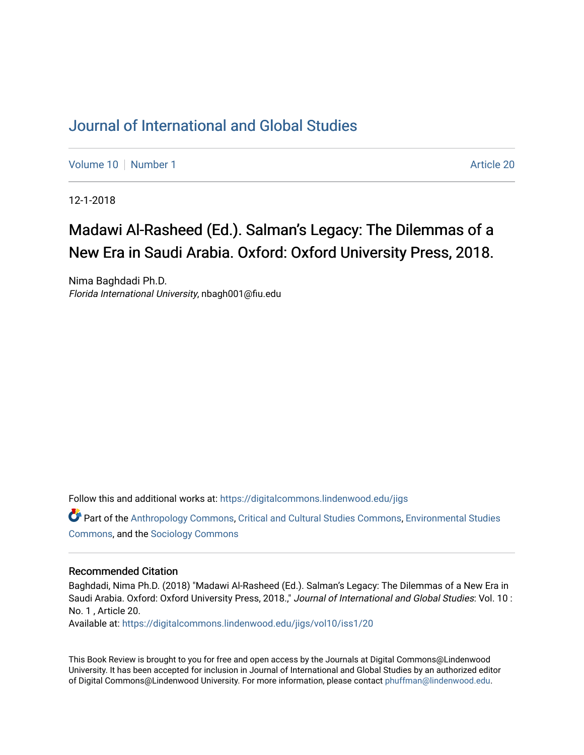# Journal of International and Global Studies

Volume 10 | Number 1 Article 20

12-1-2018

## Madawi Al-Rasheed (Ed.). Salman's Legacy: The Dilemmas of a New Era in Saudi Arabia. Oxford: Oxford University Press, 2018.

Nima Baghdadi Ph.D.
*Florida International University*, nbagh001@fiu.edu

Follow this and additional works at: https://digitalcommons.lindenwood.edu/jigs

Part of the Anthropology Commons, Critical and Cultural Studies Commons, Environmental Studies Commons, and the Sociology Commons

### Recommended Citation

Baghdadi, Nima Ph.D. (2018) "Madawi Al-Rasheed (Ed.). Salman's Legacy: The Dilemmas of a New Era in Saudi Arabia. Oxford: Oxford University Press, 2018.," *Journal of International and Global Studies*: Vol. 10 : No. 1 , Article 20.
Available at: https://digitalcommons.lindenwood.edu/jigs/vol10/iss1/20

This Book Review is brought to you for free and open access by the Journals at Digital Commons@Lindenwood University. It has been accepted for inclusion in Journal of International and Global Studies by an authorized editor of Digital Commons@Lindenwood University. For more information, please contact phuffman@lindenwood.edu.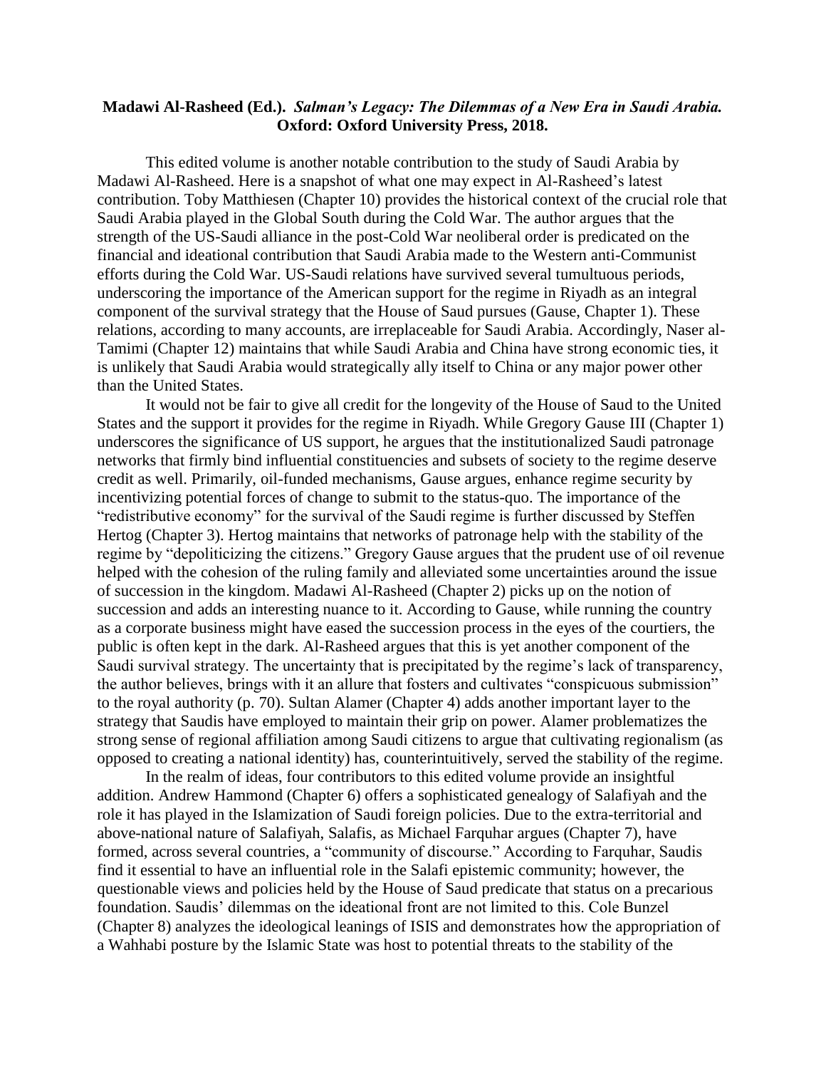**Madawi Al-Rasheed (Ed.). *Salman's Legacy: The Dilemmas of a New Era in Saudi Arabia.* Oxford: Oxford University Press, 2018.**

This edited volume is another notable contribution to the study of Saudi Arabia by Madawi Al-Rasheed. Here is a snapshot of what one may expect in Al-Rasheed's latest contribution. Toby Matthiesen (Chapter 10) provides the historical context of the crucial role that Saudi Arabia played in the Global South during the Cold War. The author argues that the strength of the US-Saudi alliance in the post-Cold War neoliberal order is predicated on the financial and ideational contribution that Saudi Arabia made to the Western anti-Communist efforts during the Cold War. US-Saudi relations have survived several tumultuous periods, underscoring the importance of the American support for the regime in Riyadh as an integral component of the survival strategy that the House of Saud pursues (Gause, Chapter 1). These relations, according to many accounts, are irreplaceable for Saudi Arabia. Accordingly, Naser al-Tamimi (Chapter 12) maintains that while Saudi Arabia and China have strong economic ties, it is unlikely that Saudi Arabia would strategically ally itself to China or any major power other than the United States.

It would not be fair to give all credit for the longevity of the House of Saud to the United States and the support it provides for the regime in Riyadh. While Gregory Gause III (Chapter 1) underscores the significance of US support, he argues that the institutionalized Saudi patronage networks that firmly bind influential constituencies and subsets of society to the regime deserve credit as well. Primarily, oil-funded mechanisms, Gause argues, enhance regime security by incentivizing potential forces of change to submit to the status-quo. The importance of the "redistributive economy" for the survival of the Saudi regime is further discussed by Steffen Hertog (Chapter 3). Hertog maintains that networks of patronage help with the stability of the regime by "depoliticizing the citizens." Gregory Gause argues that the prudent use of oil revenue helped with the cohesion of the ruling family and alleviated some uncertainties around the issue of succession in the kingdom. Madawi Al-Rasheed (Chapter 2) picks up on the notion of succession and adds an interesting nuance to it. According to Gause, while running the country as a corporate business might have eased the succession process in the eyes of the courtiers, the public is often kept in the dark. Al-Rasheed argues that this is yet another component of the Saudi survival strategy. The uncertainty that is precipitated by the regime's lack of transparency, the author believes, brings with it an allure that fosters and cultivates "conspicuous submission" to the royal authority (p. 70). Sultan Alamer (Chapter 4) adds another important layer to the strategy that Saudis have employed to maintain their grip on power. Alamer problematizes the strong sense of regional affiliation among Saudi citizens to argue that cultivating regionalism (as opposed to creating a national identity) has, counterintuitively, served the stability of the regime.

In the realm of ideas, four contributors to this edited volume provide an insightful addition. Andrew Hammond (Chapter 6) offers a sophisticated genealogy of Salafiyah and the role it has played in the Islamization of Saudi foreign policies. Due to the extra-territorial and above-national nature of Salafiyah, Salafis, as Michael Farquhar argues (Chapter 7), have formed, across several countries, a "community of discourse." According to Farquhar, Saudis find it essential to have an influential role in the Salafi epistemic community; however, the questionable views and policies held by the House of Saud predicate that status on a precarious foundation. Saudis' dilemmas on the ideational front are not limited to this. Cole Bunzel (Chapter 8) analyzes the ideological leanings of ISIS and demonstrates how the appropriation of a Wahhabi posture by the Islamic State was host to potential threats to the stability of the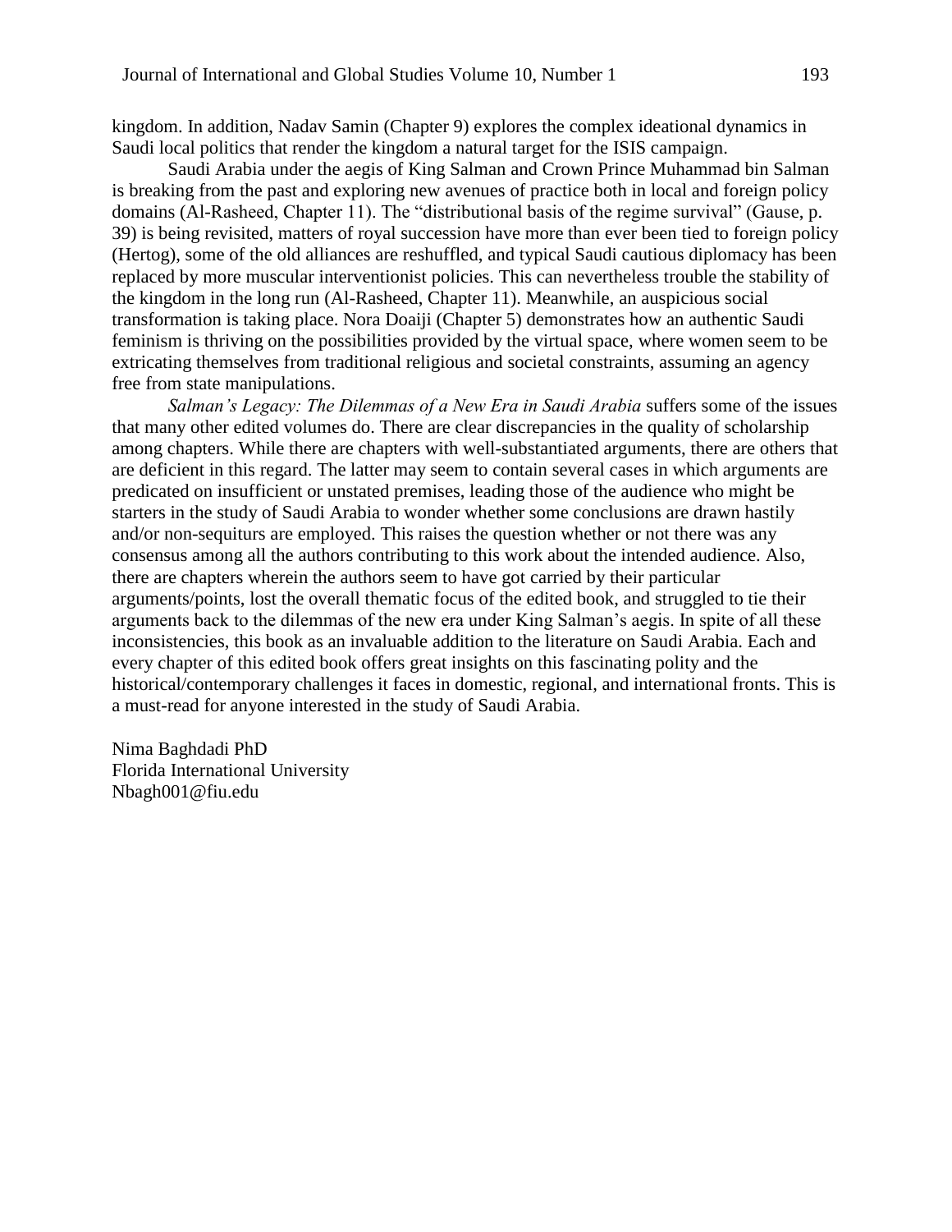kingdom. In addition, Nadav Samin (Chapter 9) explores the complex ideational dynamics in Saudi local politics that render the kingdom a natural target for the ISIS campaign.

Saudi Arabia under the aegis of King Salman and Crown Prince Muhammad bin Salman is breaking from the past and exploring new avenues of practice both in local and foreign policy domains (Al-Rasheed, Chapter 11). The "distributional basis of the regime survival" (Gause, p. 39) is being revisited, matters of royal succession have more than ever been tied to foreign policy (Hertog), some of the old alliances are reshuffled, and typical Saudi cautious diplomacy has been replaced by more muscular interventionist policies. This can nevertheless trouble the stability of the kingdom in the long run (Al-Rasheed, Chapter 11). Meanwhile, an auspicious social transformation is taking place. Nora Doaiji (Chapter 5) demonstrates how an authentic Saudi feminism is thriving on the possibilities provided by the virtual space, where women seem to be extricating themselves from traditional religious and societal constraints, assuming an agency free from state manipulations.

*Salman's Legacy: The Dilemmas of a New Era in Saudi Arabia* suffers some of the issues that many other edited volumes do. There are clear discrepancies in the quality of scholarship among chapters. While there are chapters with well-substantiated arguments, there are others that are deficient in this regard. The latter may seem to contain several cases in which arguments are predicated on insufficient or unstated premises, leading those of the audience who might be starters in the study of Saudi Arabia to wonder whether some conclusions are drawn hastily and/or non-sequiturs are employed. This raises the question whether or not there was any consensus among all the authors contributing to this work about the intended audience. Also, there are chapters wherein the authors seem to have got carried by their particular arguments/points, lost the overall thematic focus of the edited book, and struggled to tie their arguments back to the dilemmas of the new era under King Salman's aegis. In spite of all these inconsistencies, this book as an invaluable addition to the literature on Saudi Arabia. Each and every chapter of this edited book offers great insights on this fascinating polity and the historical/contemporary challenges it faces in domestic, regional, and international fronts. This is a must-read for anyone interested in the study of Saudi Arabia.

Nima Baghdadi PhD
Florida International University
Nbagh001@fiu.edu